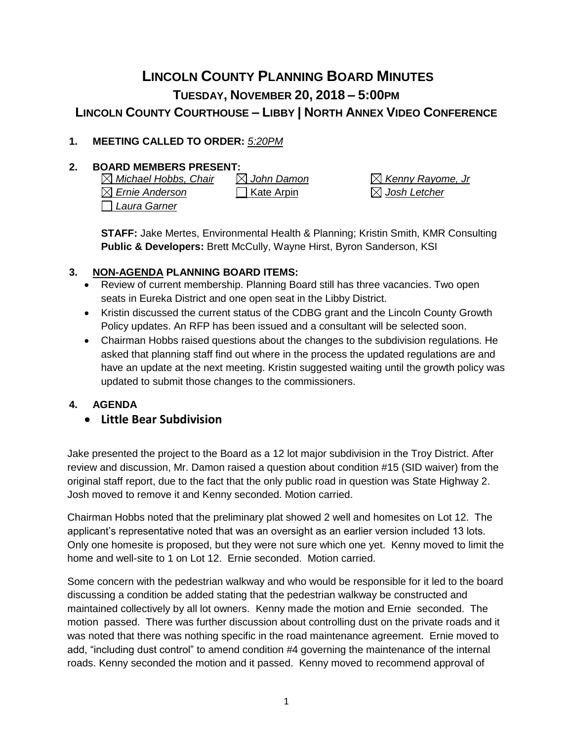# LINCOLN COUNTY PLANNING BOARD MINUTES

## TUESDAY, NOVEMBER 20, 2018 – 5:00PM

## LINCOLN COUNTY COURTHOUSE – LIBBY | NORTH ANNEX VIDEO CONFERENCE

**1. MEETING CALLED TO ORDER:** *5:20PM*

**2. BOARD MEMBERS PRESENT:**

☒ *Michael Hobbs, Chair* ☒ *John Damon* ☒ *Kenny Rayome, Jr*
☒ *Ernie Anderson* ☐ Kate Arpin ☒ *Josh Letcher*
☐ *Laura Garner*

**STAFF:** Jake Mertes, Environmental Health & Planning; Kristin Smith, KMR Consulting
**Public & Developers:** Brett McCully, Wayne Hirst, Byron Sanderson, KSI

**3. NON-AGENDA PLANNING BOARD ITEMS:**

- Review of current membership. Planning Board still has three vacancies. Two open seats in Eureka District and one open seat in the Libby District.
- Kristin discussed the current status of the CDBG grant and the Lincoln County Growth Policy updates. An RFP has been issued and a consultant will be selected soon.
- Chairman Hobbs raised questions about the changes to the subdivision regulations. He asked that planning staff find out where in the process the updated regulations are and have an update at the next meeting. Kristin suggested waiting until the growth policy was updated to submit those changes to the commissioners.

**4. AGENDA**

- **Little Bear Subdivision**

Jake presented the project to the Board as a 12 lot major subdivision in the Troy District. After review and discussion, Mr. Damon raised a question about condition #15 (SID waiver) from the original staff report, due to the fact that the only public road in question was State Highway 2. Josh moved to remove it and Kenny seconded. Motion carried.

Chairman Hobbs noted that the preliminary plat showed 2 well and homesites on Lot 12. The applicant's representative noted that was an oversight as an earlier version included 13 lots. Only one homesite is proposed, but they were not sure which one yet. Kenny moved to limit the home and well-site to 1 on Lot 12. Ernie seconded. Motion carried.

Some concern with the pedestrian walkway and who would be responsible for it led to the board discussing a condition be added stating that the pedestrian walkway be constructed and maintained collectively by all lot owners. Kenny made the motion and Ernie seconded. The motion passed. There was further discussion about controlling dust on the private roads and it was noted that there was nothing specific in the road maintenance agreement. Ernie moved to add, "including dust control" to amend condition #4 governing the maintenance of the internal roads. Kenny seconded the motion and it passed. Kenny moved to recommend approval of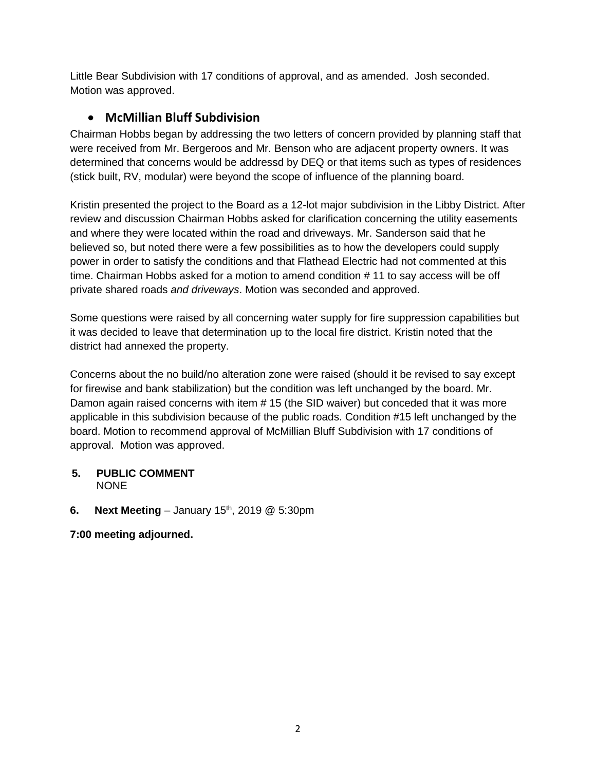Little Bear Subdivision with 17 conditions of approval, and as amended. Josh seconded. Motion was approved.

- **McMillian Bluff Subdivision**

Chairman Hobbs began by addressing the two letters of concern provided by planning staff that were received from Mr. Bergeroos and Mr. Benson who are adjacent property owners. It was determined that concerns would be addressd by DEQ or that items such as types of residences (stick built, RV, modular) were beyond the scope of influence of the planning board.

Kristin presented the project to the Board as a 12-lot major subdivision in the Libby District. After review and discussion Chairman Hobbs asked for clarification concerning the utility easements and where they were located within the road and driveways. Mr. Sanderson said that he believed so, but noted there were a few possibilities as to how the developers could supply power in order to satisfy the conditions and that Flathead Electric had not commented at this time. Chairman Hobbs asked for a motion to amend condition # 11 to say access will be off private shared roads *and driveways*. Motion was seconded and approved.

Some questions were raised by all concerning water supply for fire suppression capabilities but it was decided to leave that determination up to the local fire district. Kristin noted that the district had annexed the property.

Concerns about the no build/no alteration zone were raised (should it be revised to say except for firewise and bank stabilization) but the condition was left unchanged by the board. Mr. Damon again raised concerns with item # 15 (the SID waiver) but conceded that it was more applicable in this subdivision because of the public roads. Condition #15 left unchanged by the board. Motion to recommend approval of McMillian Bluff Subdivision with 17 conditions of approval. Motion was approved.

**5. PUBLIC COMMENT**
NONE

**6. Next Meeting** – January 15th, 2019 @ 5:30pm

**7:00 meeting adjourned.**